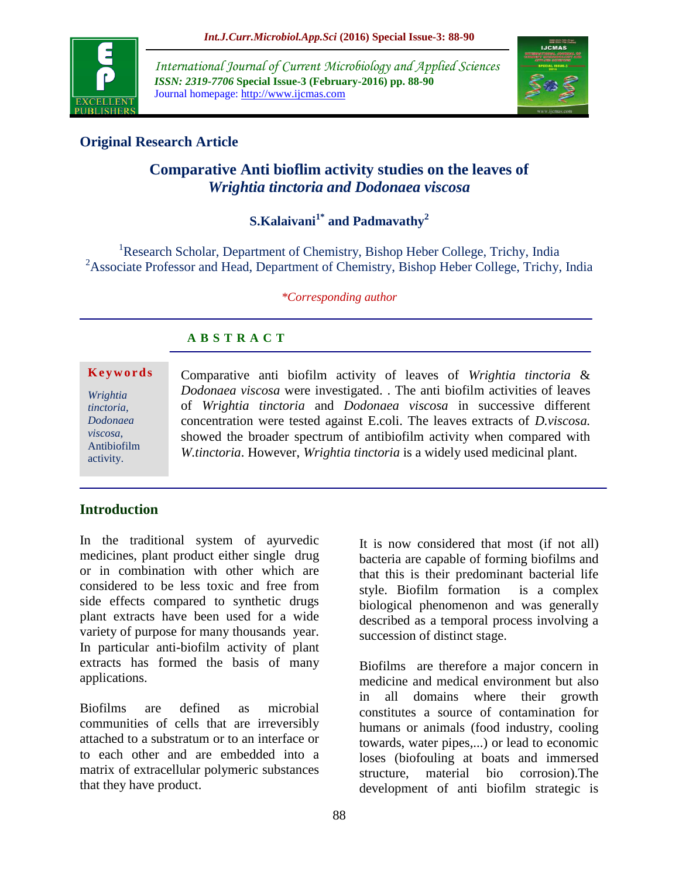## Original Research Article

# Comparative Anti bioflim activity studies on the leaves of *Wrightia tinctoria and Dodonaea viscosa*

**S.Kalaivani[1*] and Padmavathy[2]**

[1]Research Scholar, Department of Chemistry, Bishop Heber College, Trichy, India
[2]Associate Professor and Head, Department of Chemistry, Bishop Heber College, Trichy, India

*\*Corresponding author*

### ABSTRACT

**Keywords**

*Wrightia tinctoria*, *Dodonaea viscosa*, Antibiofilm activity.

Comparative anti biofilm activity of leaves of *Wrightia tinctoria* & *Dodonaea viscosa* were investigated. . The anti biofilm activities of leaves of *Wrightia tinctoria* and *Dodonaea viscosa* in successive different concentration were tested against E.coli. The leaves extracts of *D.viscosa.* showed the broader spectrum of antibiofilm activity when compared with *W.tinctoria*. However, *Wrightia tinctoria* is a widely used medicinal plant.

## Introduction

In the traditional system of ayurvedic medicines, plant product either single drug or in combination with other which are considered to be less toxic and free from side effects compared to synthetic drugs plant extracts have been used for a wide variety of purpose for many thousands year. In particular anti-biofilm activity of plant extracts has formed the basis of many applications.

Biofilms are defined as microbial communities of cells that are irreversibly attached to a substratum or to an interface or to each other and are embedded into a matrix of extracellular polymeric substances that they have product.

It is now considered that most (if not all) bacteria are capable of forming biofilms and that this is their predominant bacterial life style. Biofilm formation is a complex biological phenomenon and was generally described as a temporal process involving a succession of distinct stage.

Biofilms are therefore a major concern in medicine and medical environment but also in all domains where their growth constitutes a source of contamination for humans or animals (food industry, cooling towards, water pipes,...) or lead to economic loses (biofouling at boats and immersed structure, material bio corrosion).The development of anti biofilm strategic is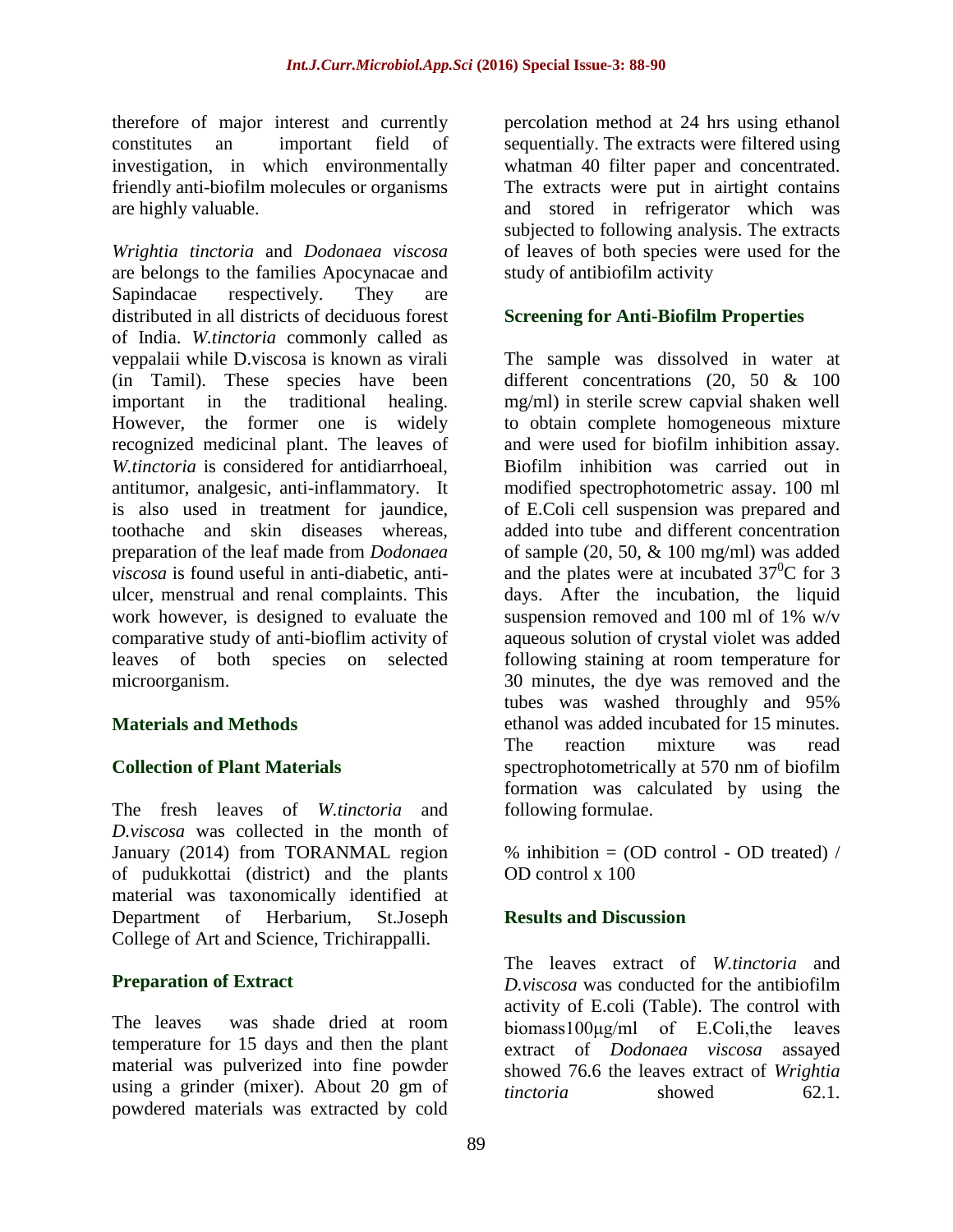therefore of major interest and currently constitutes an important field of investigation, in which environmentally friendly anti-biofilm molecules or organisms are highly valuable.

*Wrightia tinctoria* and *Dodonaea viscosa* are belongs to the families Apocynacae and Sapindacae respectively. They are distributed in all districts of deciduous forest of India. *W.tinctoria* commonly called as veppalaii while D.viscosa is known as virali (in Tamil). These species have been important in the traditional healing. However, the former one is widely recognized medicinal plant. The leaves of *W.tinctoria* is considered for antidiarrhoeal, antitumor, analgesic, anti-inflammatory. It is also used in treatment for jaundice, toothache and skin diseases whereas, preparation of the leaf made from *Dodonaea viscosa* is found useful in anti-diabetic, anti-ulcer, menstrual and renal complaints. This work however, is designed to evaluate the comparative study of anti-bioflim activity of leaves of both species on selected microorganism.

## Materials and Methods

### Collection of Plant Materials

The fresh leaves of *W.tinctoria* and *D.viscosa* was collected in the month of January (2014) from TORANMAL region of pudukkottai (district) and the plants material was taxonomically identified at Department of Herbarium, St.Joseph College of Art and Science, Trichirappalli.

### Preparation of Extract

The leaves was shade dried at room temperature for 15 days and then the plant material was pulverized into fine powder using a grinder (mixer). About 20 gm of powdered materials was extracted by cold percolation method at 24 hrs using ethanol sequentially. The extracts were filtered using whatman 40 filter paper and concentrated. The extracts were put in airtight contains and stored in refrigerator which was subjected to following analysis. The extracts of leaves of both species were used for the study of antibiofilm activity

### Screening for Anti-Biofilm Properties

The sample was dissolved in water at different concentrations (20, 50 & 100 mg/ml) in sterile screw capvial shaken well to obtain complete homogeneous mixture and were used for biofilm inhibition assay. Biofilm inhibition was carried out in modified spectrophotometric assay. 100 ml of E.Coli cell suspension was prepared and added into tube and different concentration of sample (20, 50, & 100 mg/ml) was added and the plates were at incubated $37^0$C for 3 days. After the incubation, the liquid suspension removed and 100 ml of 1% w/v aqueous solution of crystal violet was added following staining at room temperature for 30 minutes, the dye was removed and the tubes was washed throughly and 95% ethanol was added incubated for 15 minutes. The reaction mixture was read spectrophotometrically at 570 nm of biofilm formation was calculated by using the following formulae.

% inhibition = (OD control - OD treated) / OD control x 100

## Results and Discussion

The leaves extract of *W.tinctoria* and *D.viscosa* was conducted for the antibiofilm activity of E.coli (Table). The control with biomass100µg/ml of E.Coli,the leaves extract of *Dodonaea viscosa* assayed showed 76.6 the leaves extract of *Wrightia tinctoria* showed 62.1.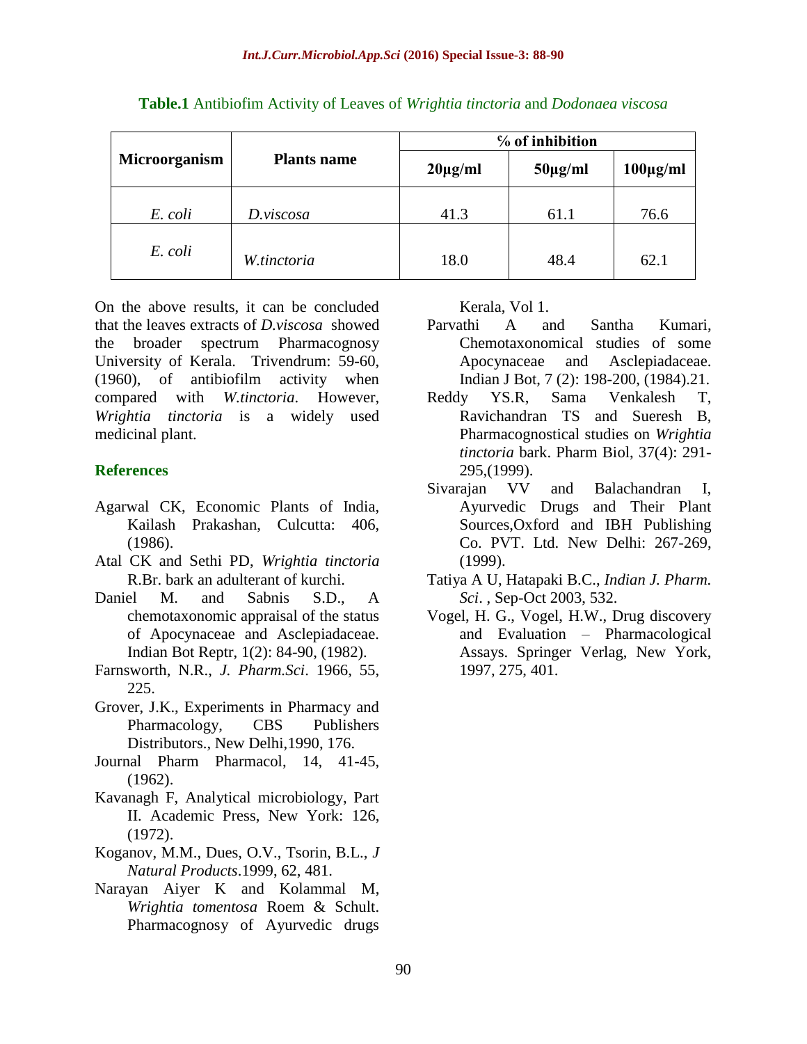**Table.1** Antibiofim Activity of Leaves of *Wrightia tinctoria* and *Dodonaea viscosa*

| Microorganism | Plants name | % of inhibition | | |
|---|---|---|---|---|
| | | 20μg/ml | 50μg/ml | 100μg/ml |
| *E. coli* | *D.viscosa* | 41.3 | 61.1 | 76.6 |
| *E. coli* | *W.tinctoria* | 18.0 | 48.4 | 62.1 |

On the above results, it can be concluded that the leaves extracts of *D.viscosa* showed the broader spectrum Pharmacognosy University of Kerala. Trivendrum: 59-60, (1960), of antibiofilm activity when compared with *W.tinctoria*. However, *Wrightia tinctoria* is a widely used medicinal plant.

## References

Agarwal CK, Economic Plants of India, Kailash Prakashan, Culcutta: 406, (1986).

Atal CK and Sethi PD, *Wrightia tinctoria* R.Br. bark an adulterant of kurchi.

Daniel M. and Sabnis S.D., A chemotaxonomic appraisal of the status of Apocynaceae and Asclepiadaceae. Indian Bot Reptr, 1(2): 84-90, (1982).

Farnsworth, N.R., *J. Pharm.Sci*. 1966, 55, 225.

Grover, J.K., Experiments in Pharmacy and Pharmacology, CBS Publishers Distributors., New Delhi,1990, 176.

Journal Pharm Pharmacol, 14, 41-45, (1962).

Kavanagh F, Analytical microbiology, Part II. Academic Press, New York: 126, (1972).

Koganov, M.M., Dues, O.V., Tsorin, B.L., *J Natural Products*.1999, 62, 481.

Narayan Aiyer K and Kolammal M, *Wrightia tomentosa* Roem & Schult. Pharmacognosy of Ayurvedic drugs Kerala, Vol 1.

Parvathi A and Santha Kumari, Chemotaxonomical studies of some Apocynaceae and Asclepiadaceae. Indian J Bot, 7 (2): 198-200, (1984).21.

Reddy YS.R, Sama Venkalesh T, Ravichandran TS and Sueresh B, Pharmacognostical studies on *Wrightia tinctoria* bark. Pharm Biol, 37(4): 291-295,(1999).

Sivarajan VV and Balachandran I, Ayurvedic Drugs and Their Plant Sources,Oxford and IBH Publishing Co. PVT. Ltd. New Delhi: 267-269, (1999).

Tatiya A U, Hatapaki B.C., *Indian J. Pharm. Sci.* , Sep-Oct 2003, 532.

Vogel, H. G., Vogel, H.W., Drug discovery and Evaluation – Pharmacological Assays. Springer Verlag, New York, 1997, 275, 401.